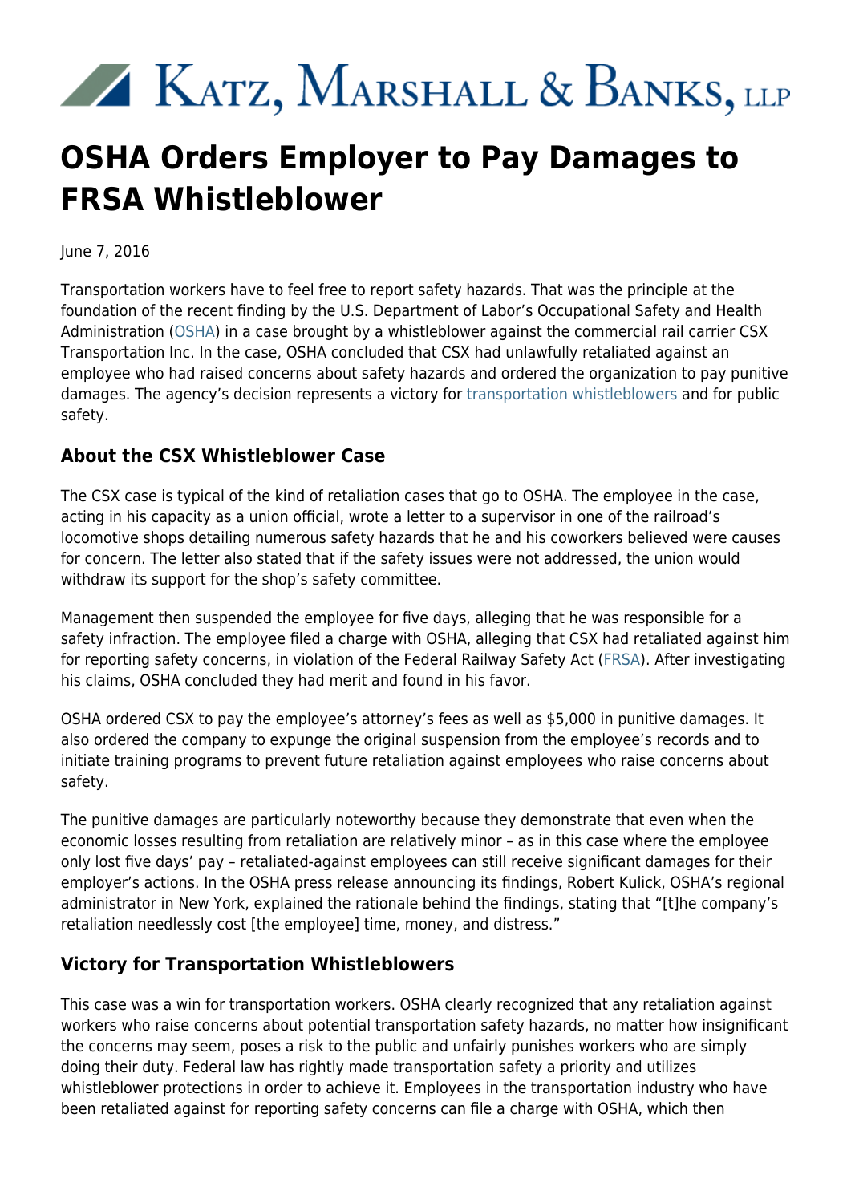# Katz, Marshall & Banks, LLP

# OSHA Orders Employer to Pay Damages to FRSA Whistleblower

June 7, 2016

Transportation workers have to feel free to report safety hazards. That was the principle at the foundation of the recent finding by the U.S. Department of Labor's Occupational Safety and Health Administration (OSHA) in a case brought by a whistleblower against the commercial rail carrier CSX Transportation Inc. In the case, OSHA concluded that CSX had unlawfully retaliated against an employee who had raised concerns about safety hazards and ordered the organization to pay punitive damages. The agency's decision represents a victory for transportation whistleblowers and for public safety.

## About the CSX Whistleblower Case

The CSX case is typical of the kind of retaliation cases that go to OSHA. The employee in the case, acting in his capacity as a union official, wrote a letter to a supervisor in one of the railroad's locomotive shops detailing numerous safety hazards that he and his coworkers believed were causes for concern. The letter also stated that if the safety issues were not addressed, the union would withdraw its support for the shop's safety committee.

Management then suspended the employee for five days, alleging that he was responsible for a safety infraction. The employee filed a charge with OSHA, alleging that CSX had retaliated against him for reporting safety concerns, in violation of the Federal Railway Safety Act (FRSA). After investigating his claims, OSHA concluded they had merit and found in his favor.

OSHA ordered CSX to pay the employee's attorney's fees as well as $5,000 in punitive damages. It also ordered the company to expunge the original suspension from the employee's records and to initiate training programs to prevent future retaliation against employees who raise concerns about safety.

The punitive damages are particularly noteworthy because they demonstrate that even when the economic losses resulting from retaliation are relatively minor – as in this case where the employee only lost five days' pay – retaliated-against employees can still receive significant damages for their employer's actions. In the OSHA press release announcing its findings, Robert Kulick, OSHA's regional administrator in New York, explained the rationale behind the findings, stating that "[t]he company's retaliation needlessly cost [the employee] time, money, and distress."

## Victory for Transportation Whistleblowers

This case was a win for transportation workers. OSHA clearly recognized that any retaliation against workers who raise concerns about potential transportation safety hazards, no matter how insignificant the concerns may seem, poses a risk to the public and unfairly punishes workers who are simply doing their duty. Federal law has rightly made transportation safety a priority and utilizes whistleblower protections in order to achieve it. Employees in the transportation industry who have been retaliated against for reporting safety concerns can file a charge with OSHA, which then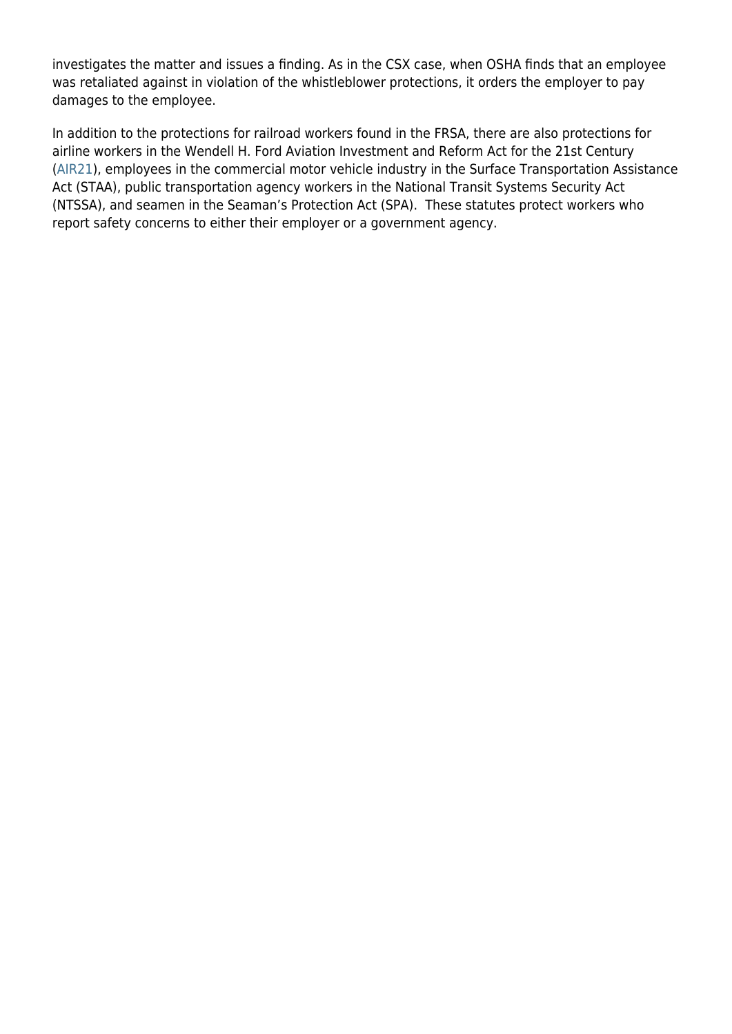investigates the matter and issues a finding. As in the CSX case, when OSHA finds that an employee was retaliated against in violation of the whistleblower protections, it orders the employer to pay damages to the employee.

In addition to the protections for railroad workers found in the FRSA, there are also protections for airline workers in the Wendell H. Ford Aviation Investment and Reform Act for the 21st Century (AIR21), employees in the commercial motor vehicle industry in the Surface Transportation Assistance Act (STAA), public transportation agency workers in the National Transit Systems Security Act (NTSSA), and seamen in the Seaman's Protection Act (SPA).  These statutes protect workers who report safety concerns to either their employer or a government agency.